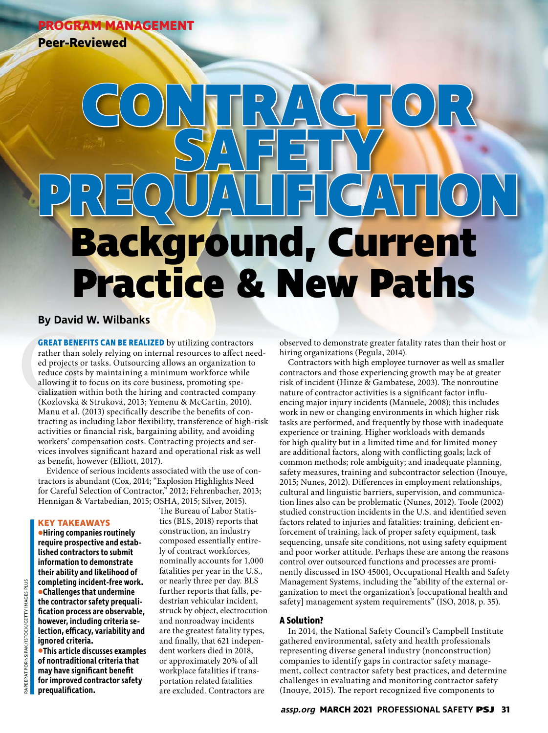PROGRAM MANAGEMENT

Peer-Reviewed

# CONTRACTOR SAFETY PREQUALIFICATION

# Background, Current Practice & New Paths

**By David W. Wilbanks**

**GREAT BENEFITS CAN BE REALIZED** by utilizing contractors rather than solely relying on internal resources to affect needed projects or tasks. Outsourcing allows an organization to reduce costs by maintaining a minimum workforce while allowing it to focus on its core business, promoting specialization within both the hiring and contracted company (Kozlovská & Struková, 2013; Yemenu & McCartin, 2010). Manu et al. (2013) specifically describe the benefits of contracting as including labor flexibility, transference of high-risk activities or financial risk, bargaining ability, and avoiding workers' compensation costs. Contracting projects and services involves significant hazard and operational risk as well as benefit, however (Elliott, 2017).

Evidence of serious incidents associated with the use of contractors is abundant (Cox, 2014; "Explosion Highlights Need for Careful Selection of Contractor," 2012; Fehrenbacher, 2013; Hennigan & Vartabedian, 2015; OSHA, 2015; Silver, 2015).

**KEY TAKEAWAYS**

- **Hiring companies routinely require prospective and established contractors to submit information to demonstrate their ability and likelihood of completing incident-free work.**
- **Challenges that undermine the contractor safety prequalification process are observable, however, including criteria selection, efficacy, variability and ignored criteria.**
- **This article discusses examples of nontraditional criteria that may have significant benefit for improved contractor safety prequalification.**

The Bureau of Labor Statistics (BLS, 2018) reports that construction, an industry composed essentially entirely of contract workforces, nominally accounts for 1,000 fatalities per year in the U.S., or nearly three per day. BLS further reports that falls, pedestrian vehicular incident, struck by object, electrocution and nonroadway incidents are the greatest fatality types, and finally, that 621 independent workers died in 2018, or approximately 20% of all workplace fatalities if transportation related fatalities are excluded. Contractors are observed to demonstrate greater fatality rates than their host or hiring organizations (Pegula, 2014).

Contractors with high employee turnover as well as smaller contractors and those experiencing growth may be at greater risk of incident (Hinze & Gambatese, 2003). The nonroutine nature of contractor activities is a significant factor influencing major injury incidents (Manuele, 2008); this includes work in new or changing environments in which higher risk tasks are performed, and frequently by those with inadequate experience or training. Higher workloads with demands for high quality but in a limited time and for limited money are additional factors, along with conflicting goals; lack of common methods; role ambiguity; and inadequate planning, safety measures, training and subcontractor selection (Inouye, 2015; Nunes, 2012). Differences in employment relationships, cultural and linguistic barriers, supervision, and communication lines also can be problematic (Nunes, 2012). Toole (2002) studied construction incidents in the U.S. and identified seven factors related to injuries and fatalities: training, deficient enforcement of training, lack of proper safety equipment, task sequencing, unsafe site conditions, not using safety equipment and poor worker attitude. Perhaps these are among the reasons control over outsourced functions and processes are prominently discussed in ISO 45001, Occupational Health and Safety Management Systems, including the "ability of the external organization to meet the organization's [occupational health and safety] management system requirements" (ISO, 2018, p. 35).

## A Solution?

In 2014, the National Safety Council's Campbell Institute gathered environmental, safety and health professionals representing diverse general industry (nonconstruction) companies to identify gaps in contractor safety management, collect contractor safety best practices, and determine challenges in evaluating and monitoring contractor safety (Inouye, 2015). The report recognized five components to

RAPEEPAT PORNSIPAK/ISTOCK/GETTY IMAGES PLUS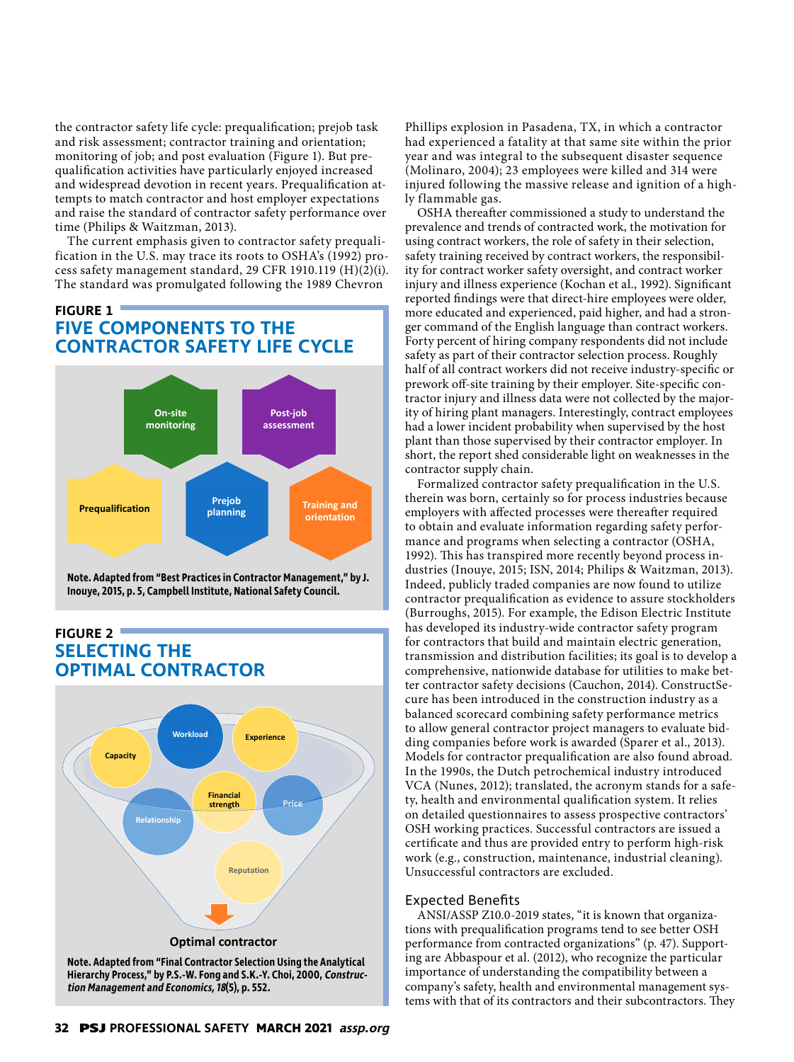the contractor safety life cycle: prequalification; prejob task and risk assessment; contractor training and orientation; monitoring of job; and post evaluation (Figure 1). But prequalification activities have particularly enjoyed increased and widespread devotion in recent years. Prequalification attempts to match contractor and host employer expectations and raise the standard of contractor safety performance over time (Philips & Waitzman, 2013).

The current emphasis given to contractor safety prequalification in the U.S. may trace its roots to OSHA's (1992) process safety management standard, 29 CFR 1910.119 (H)(2)(i). The standard was promulgated following the 1989 Chevron Phillips explosion in Pasadena, TX, in which a contractor had experienced a fatality at that same site within the prior year and was integral to the subsequent disaster sequence (Molinaro, 2004); 23 employees were killed and 314 were injured following the massive release and ignition of a highly flammable gas.

**FIGURE 1**
## FIVE COMPONENTS TO THE CONTRACTOR SAFETY LIFE CYCLE

On-site monitoring | Post-job assessment | Prequalification | Prejob planning | Training and orientation

Note. Adapted from "Best Practices in Contractor Management," by J. Inouye, 2015, p. 5, Campbell Institute, National Safety Council.

**FIGURE 2**
## SELECTING THE OPTIMAL CONTRACTOR

Capacity | Workload | Experience | Financial strength | Relationship | Price | Reputation

Optimal contractor

Note. Adapted from "Final Contractor Selection Using the Analytical Hierarchy Process," by P.S.-W. Fong and S.K.-Y. Choi, 2000, *Construction Management and Economics, 18*(5), p. 552.

OSHA thereafter commissioned a study to understand the prevalence and trends of contracted work, the motivation for using contract workers, the role of safety in their selection, safety training received by contract workers, the responsibility for contract worker safety oversight, and contract worker injury and illness experience (Kochan et al., 1992). Significant reported findings were that direct-hire employees were older, more educated and experienced, paid higher, and had a stronger command of the English language than contract workers. Forty percent of hiring company respondents did not include safety as part of their contractor selection process. Roughly half of all contract workers did not receive industry-specific or prework off-site training by their employer. Site-specific contractor injury and illness data were not collected by the majority of hiring plant managers. Interestingly, contract employees had a lower incident probability when supervised by the host plant than those supervised by their contractor employer. In short, the report shed considerable light on weaknesses in the contractor supply chain.

Formalized contractor safety prequalification in the U.S. therein was born, certainly so for process industries because employers with affected processes were thereafter required to obtain and evaluate information regarding safety performance and programs when selecting a contractor (OSHA, 1992). This has transpired more recently beyond process industries (Inouye, 2015; ISN, 2014; Philips & Waitzman, 2013). Indeed, publicly traded companies are now found to utilize contractor prequalification as evidence to assure stockholders (Burroughs, 2015). For example, the Edison Electric Institute has developed its industry-wide contractor safety program for contractors that build and maintain electric generation, transmission and distribution facilities; its goal is to develop a comprehensive, nationwide database for utilities to make better contractor safety decisions (Cauchon, 2014). ConstructSecure has been introduced in the construction industry as a balanced scorecard combining safety performance metrics to allow general contractor project managers to evaluate bidding companies before work is awarded (Sparer et al., 2013). Models for contractor prequalification are also found abroad. In the 1990s, the Dutch petrochemical industry introduced VCA (Nunes, 2012); translated, the acronym stands for a safety, health and environmental qualification system. It relies on detailed questionnaires to assess prospective contractors' OSH working practices. Successful contractors are issued a certificate and thus are provided entry to perform high-risk work (e.g., construction, maintenance, industrial cleaning). Unsuccessful contractors are excluded.

## Expected Benefits

ANSI/ASSP Z10.0-2019 states, "it is known that organizations with prequalification programs tend to see better OSH performance from contracted organizations" (p. 47). Supporting are Abbaspour et al. (2012), who recognize the particular importance of understanding the compatibility between a company's safety, health and environmental management systems with that of its contractors and their subcontractors. They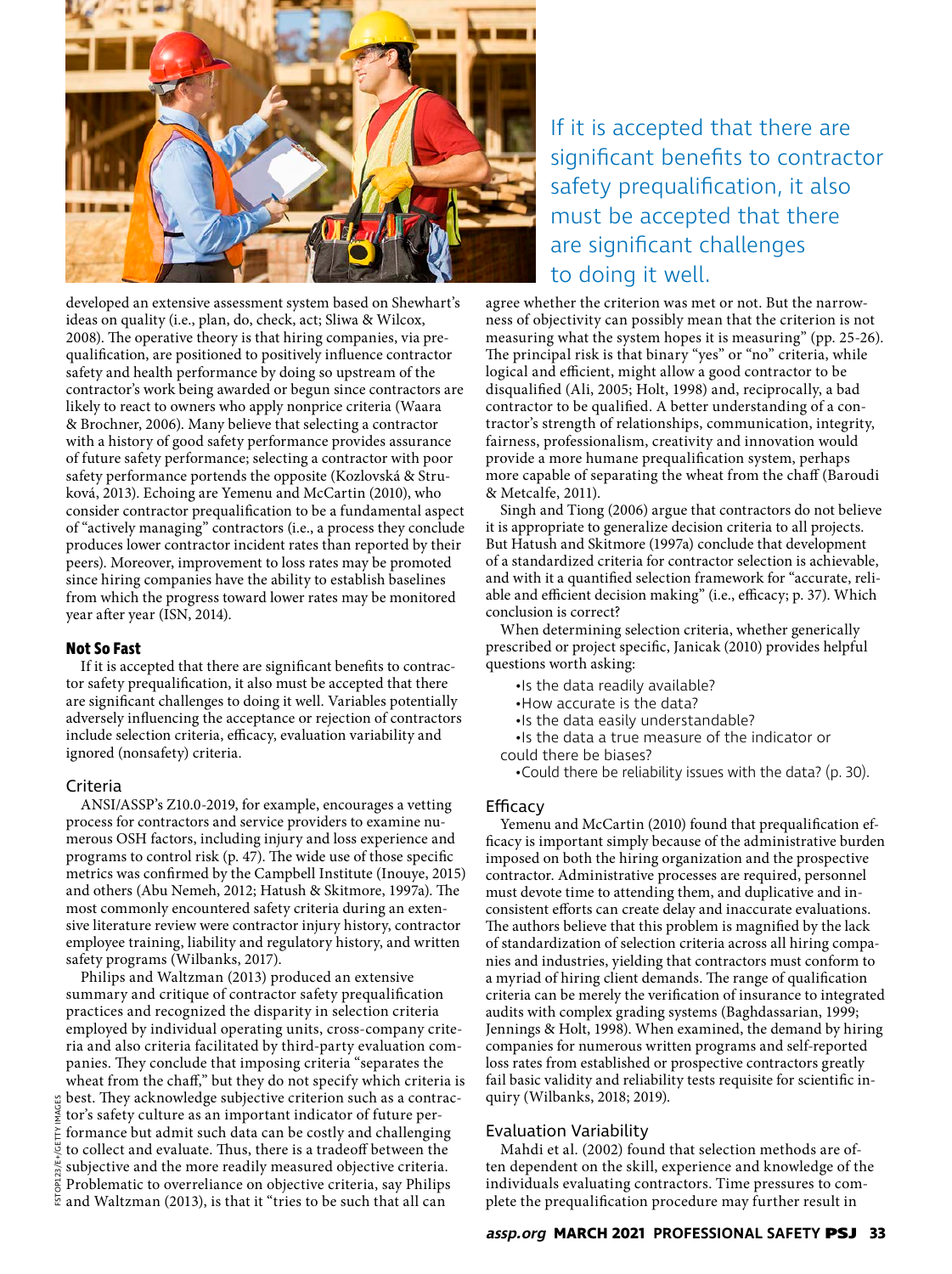developed an extensive assessment system based on Shewhart's ideas on quality (i.e., plan, do, check, act; Sliwa & Wilcox, 2008). The operative theory is that hiring companies, via prequalification, are positioned to positively influence contractor safety and health performance by doing so upstream of the contractor's work being awarded or begun since contractors are likely to react to owners who apply nonprice criteria (Waara & Brochner, 2006). Many believe that selecting a contractor with a history of good safety performance provides assurance of future safety performance; selecting a contractor with poor safety performance portends the opposite (Kozlovská & Struková, 2013). Echoing are Yemenu and McCartin (2010), who consider contractor prequalification to be a fundamental aspect of "actively managing" contractors (i.e., a process they conclude produces lower contractor incident rates than reported by their peers). Moreover, improvement to loss rates may be promoted since hiring companies have the ability to establish baselines from which the progress toward lower rates may be monitored year after year (ISN, 2014).

## Not So Fast

If it is accepted that there are significant benefits to contractor safety prequalification, it also must be accepted that there are significant challenges to doing it well. Variables potentially adversely influencing the acceptance or rejection of contractors include selection criteria, efficacy, evaluation variability and ignored (nonsafety) criteria.

### Criteria

ANSI/ASSP's Z10.0-2019, for example, encourages a vetting process for contractors and service providers to examine numerous OSH factors, including injury and loss experience and programs to control risk (p. 47). The wide use of those specific metrics was confirmed by the Campbell Institute (Inouye, 2015) and others (Abu Nemeh, 2012; Hatush & Skitmore, 1997a). The most commonly encountered safety criteria during an extensive literature review were contractor injury history, contractor employee training, liability and regulatory history, and written safety programs (Wilbanks, 2017).

Philips and Waltzman (2013) produced an extensive summary and critique of contractor safety prequalification practices and recognized the disparity in selection criteria employed by individual operating units, cross-company criteria and also criteria facilitated by third-party evaluation companies. They conclude that imposing criteria "separates the wheat from the chaff," but they do not specify which criteria is best. They acknowledge subjective criterion such as a contractor's safety culture as an important indicator of future performance but admit such data can be costly and challenging to collect and evaluate. Thus, there is a tradeoff between the subjective and the more readily measured objective criteria. Problematic to overreliance on objective criteria, say Philips and Waltzman (2013), is that it "tries to be such that all can agree whether the criterion was met or not. But the narrowness of objectivity can possibly mean that the criterion is not measuring what the system hopes it is measuring" (pp. 25-26). The principal risk is that binary "yes" or "no" criteria, while logical and efficient, might allow a good contractor to be disqualified (Ali, 2005; Holt, 1998) and, reciprocally, a bad contractor to be qualified. A better understanding of a contractor's strength of relationships, communication, integrity, fairness, professionalism, creativity and innovation would provide a more humane prequalification system, perhaps more capable of separating the wheat from the chaff (Baroudi & Metcalfe, 2011).

Singh and Tiong (2006) argue that contractors do not believe it is appropriate to generalize decision criteria to all projects. But Hatush and Skitmore (1997a) conclude that development of a standardized criteria for contractor selection is achievable, and with it a quantified selection framework for "accurate, reliable and efficient decision making" (i.e., efficacy; p. 37). Which conclusion is correct?

When determining selection criteria, whether generically prescribed or project specific, Janicak (2010) provides helpful questions worth asking:

- Is the data readily available?
- How accurate is the data?
- Is the data easily understandable?
- Is the data a true measure of the indicator or could there be biases?
- Could there be reliability issues with the data? (p. 30).

### Efficacy

Yemenu and McCartin (2010) found that prequalification efficacy is important simply because of the administrative burden imposed on both the hiring organization and the prospective contractor. Administrative processes are required, personnel must devote time to attending them, and duplicative and inconsistent efforts can create delay and inaccurate evaluations. The authors believe that this problem is magnified by the lack of standardization of selection criteria across all hiring companies and industries, yielding that contractors must conform to a myriad of hiring client demands. The range of qualification criteria can be merely the verification of insurance to integrated audits with complex grading systems (Baghdassarian, 1999; Jennings & Holt, 1998). When examined, the demand by hiring companies for numerous written programs and self-reported loss rates from established or prospective contractors greatly fail basic validity and reliability tests requisite for scientific inquiry (Wilbanks, 2018; 2019).

### Evaluation Variability

Mahdi et al. (2002) found that selection methods are often dependent on the skill, experience and knowledge of the individuals evaluating contractors. Time pressures to complete the prequalification procedure may further result in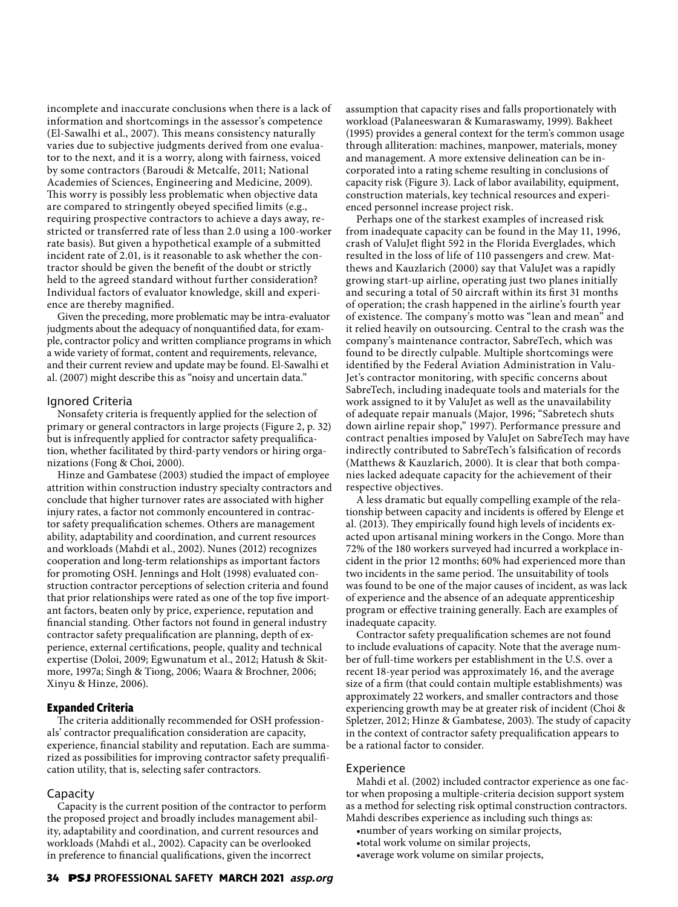incomplete and inaccurate conclusions when there is a lack of information and shortcomings in the assessor's competence (El-Sawalhi et al., 2007). This means consistency naturally varies due to subjective judgments derived from one evaluator to the next, and it is a worry, along with fairness, voiced by some contractors (Baroudi & Metcalfe, 2011; National Academies of Sciences, Engineering and Medicine, 2009). This worry is possibly less problematic when objective data are compared to stringently obeyed specified limits (e.g., requiring prospective contractors to achieve a days away, restricted or transferred rate of less than 2.0 using a 100-worker rate basis). But given a hypothetical example of a submitted incident rate of 2.01, is it reasonable to ask whether the contractor should be given the benefit of the doubt or strictly held to the agreed standard without further consideration? Individual factors of evaluator knowledge, skill and experience are thereby magnified.

Given the preceding, more problematic may be intra-evaluator judgments about the adequacy of nonquantified data, for example, contractor policy and written compliance programs in which a wide variety of format, content and requirements, relevance, and their current review and update may be found. El-Sawalhi et al. (2007) might describe this as "noisy and uncertain data."

### Ignored Criteria

Nonsafety criteria is frequently applied for the selection of primary or general contractors in large projects (Figure 2, p. 32) but is infrequently applied for contractor safety prequalification, whether facilitated by third-party vendors or hiring organizations (Fong & Choi, 2000).

Hinze and Gambatese (2003) studied the impact of employee attrition within construction industry specialty contractors and conclude that higher turnover rates are associated with higher injury rates, a factor not commonly encountered in contractor safety prequalification schemes. Others are management ability, adaptability and coordination, and current resources and workloads (Mahdi et al., 2002). Nunes (2012) recognizes cooperation and long-term relationships as important factors for promoting OSH. Jennings and Holt (1998) evaluated construction contractor perceptions of selection criteria and found that prior relationships were rated as one of the top five important factors, beaten only by price, experience, reputation and financial standing. Other factors not found in general industry contractor safety prequalification are planning, depth of experience, external certifications, people, quality and technical expertise (Doloi, 2009; Egwunatum et al., 2012; Hatush & Skitmore, 1997a; Singh & Tiong, 2006; Waara & Brochner, 2006; Xinyu & Hinze, 2006).

## Expanded Criteria

The criteria additionally recommended for OSH professionals' contractor prequalification consideration are capacity, experience, financial stability and reputation. Each are summarized as possibilities for improving contractor safety prequalification utility, that is, selecting safer contractors.

### Capacity

Capacity is the current position of the contractor to perform the proposed project and broadly includes management ability, adaptability and coordination, and current resources and workloads (Mahdi et al., 2002). Capacity can be overlooked in preference to financial qualifications, given the incorrect assumption that capacity rises and falls proportionately with workload (Palaneeswaran & Kumaraswamy, 1999). Bakheet (1995) provides a general context for the term's common usage through alliteration: machines, manpower, materials, money and management. A more extensive delineation can be incorporated into a rating scheme resulting in conclusions of capacity risk (Figure 3). Lack of labor availability, equipment, construction materials, key technical resources and experienced personnel increase project risk.

Perhaps one of the starkest examples of increased risk from inadequate capacity can be found in the May 11, 1996, crash of ValuJet flight 592 in the Florida Everglades, which resulted in the loss of life of 110 passengers and crew. Matthews and Kauzlarich (2000) say that ValuJet was a rapidly growing start-up airline, operating just two planes initially and securing a total of 50 aircraft within its first 31 months of operation; the crash happened in the airline's fourth year of existence. The company's motto was "lean and mean" and it relied heavily on outsourcing. Central to the crash was the company's maintenance contractor, SabreTech, which was found to be directly culpable. Multiple shortcomings were identified by the Federal Aviation Administration in ValuJet's contractor monitoring, with specific concerns about SabreTech, including inadequate tools and materials for the work assigned to it by ValuJet as well as the unavailability of adequate repair manuals (Major, 1996; "Sabretech shuts down airline repair shop," 1997). Performance pressure and contract penalties imposed by ValuJet on SabreTech may have indirectly contributed to SabreTech's falsification of records (Matthews & Kauzlarich, 2000). It is clear that both companies lacked adequate capacity for the achievement of their respective objectives.

A less dramatic but equally compelling example of the relationship between capacity and incidents is offered by Elenge et al. (2013). They empirically found high levels of incidents exacted upon artisanal mining workers in the Congo. More than 72% of the 180 workers surveyed had incurred a workplace incident in the prior 12 months; 60% had experienced more than two incidents in the same period. The unsuitability of tools was found to be one of the major causes of incident, as was lack of experience and the absence of an adequate apprenticeship program or effective training generally. Each are examples of inadequate capacity.

Contractor safety prequalification schemes are not found to include evaluations of capacity. Note that the average number of full-time workers per establishment in the U.S. over a recent 18-year period was approximately 16, and the average size of a firm (that could contain multiple establishments) was approximately 22 workers, and smaller contractors and those experiencing growth may be at greater risk of incident (Choi & Spletzer, 2012; Hinze & Gambatese, 2003). The study of capacity in the context of contractor safety prequalification appears to be a rational factor to consider.

### Experience

Mahdi et al. (2002) included contractor experience as one factor when proposing a multiple-criteria decision support system as a method for selecting risk optimal construction contractors. Mahdi describes experience as including such things as:

- number of years working on similar projects,
- total work volume on similar projects,
- average work volume on similar projects,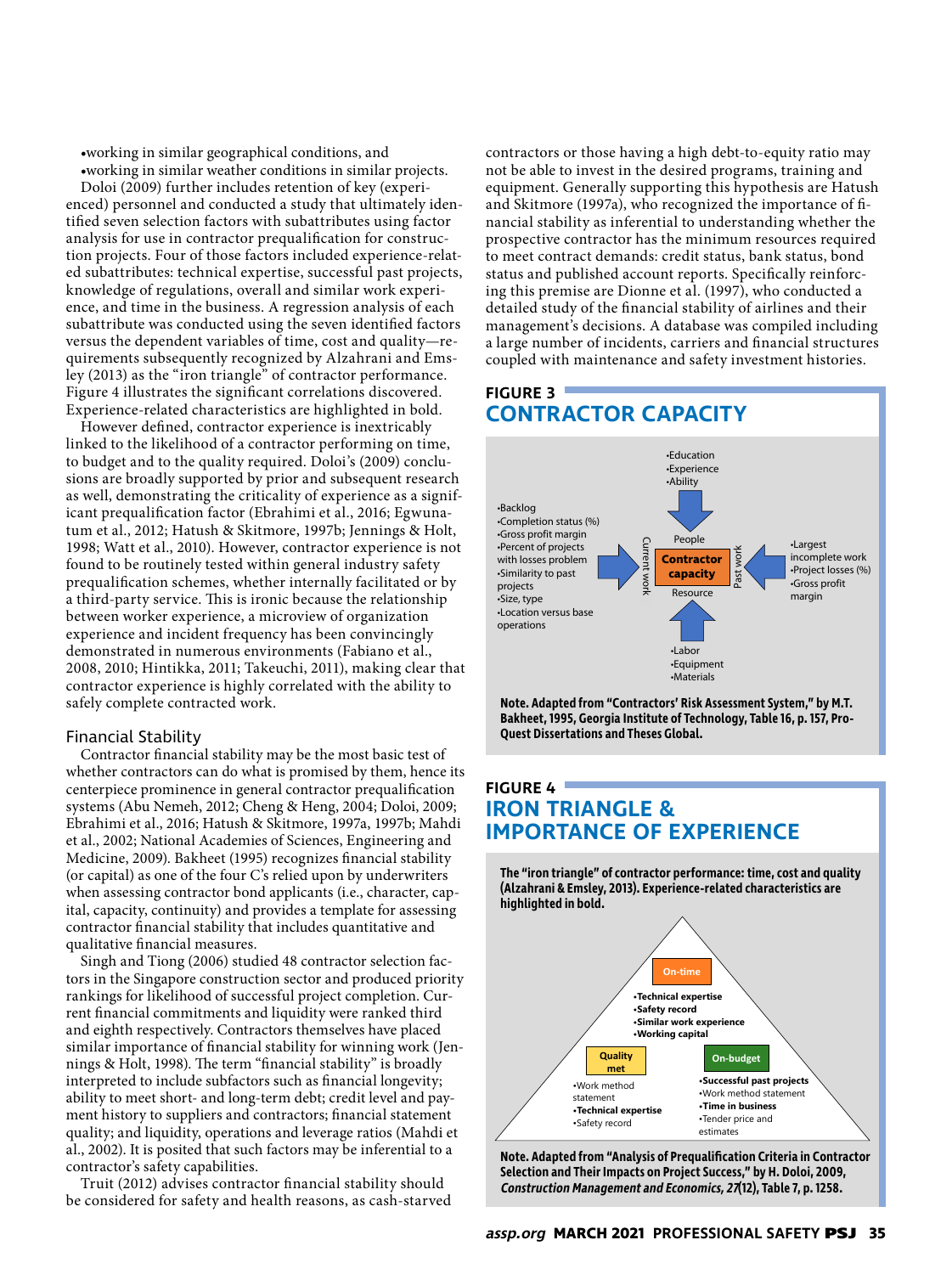•working in similar geographical conditions, and
•working in similar weather conditions in similar projects.

Doloi (2009) further includes retention of key (experienced) personnel and conducted a study that ultimately identified seven selection factors with subattributes using factor analysis for use in contractor prequalification for construction projects. Four of those factors included experience-related subattributes: technical expertise, successful past projects, knowledge of regulations, overall and similar work experience, and time in the business. A regression analysis of each subattribute was conducted using the seven identified factors versus the dependent variables of time, cost and quality—requirements subsequently recognized by Alzahrani and Emsley (2013) as the "iron triangle" of contractor performance. Figure 4 illustrates the significant correlations discovered. Experience-related characteristics are highlighted in bold.

However defined, contractor experience is inextricably linked to the likelihood of a contractor performing on time, to budget and to the quality required. Doloi's (2009) conclusions are broadly supported by prior and subsequent research as well, demonstrating the criticality of experience as a significant prequalification factor (Ebrahimi et al., 2016; Egwunatum et al., 2012; Hatush & Skitmore, 1997b; Jennings & Holt, 1998; Watt et al., 2010). However, contractor experience is not found to be routinely tested within general industry safety prequalification schemes, whether internally facilitated or by a third-party service. This is ironic because the relationship between worker experience, a microview of organization experience and incident frequency has been convincingly demonstrated in numerous environments (Fabiano et al., 2008, 2010; Hintikka, 2011; Takeuchi, 2011), making clear that contractor experience is highly correlated with the ability to safely complete contracted work.

## Financial Stability

Contractor financial stability may be the most basic test of whether contractors can do what is promised by them, hence its centerpiece prominence in general contractor prequalification systems (Abu Nemeh, 2012; Cheng & Heng, 2004; Doloi, 2009; Ebrahimi et al., 2016; Hatush & Skitmore, 1997a, 1997b; Mahdi et al., 2002; National Academies of Sciences, Engineering and Medicine, 2009). Bakheet (1995) recognizes financial stability (or capital) as one of the four C's relied upon by underwriters when assessing contractor bond applicants (i.e., character, capital, capacity, continuity) and provides a template for assessing contractor financial stability that includes quantitative and qualitative financial measures.

Singh and Tiong (2006) studied 48 contractor selection factors in the Singapore construction sector and produced priority rankings for likelihood of successful project completion. Current financial commitments and liquidity were ranked third and eighth respectively. Contractors themselves have placed similar importance of financial stability for winning work (Jennings & Holt, 1998). The term "financial stability" is broadly interpreted to include subfactors such as financial longevity; ability to meet short- and long-term debt; credit level and payment history to suppliers and contractors; financial statement quality; and liquidity, operations and leverage ratios (Mahdi et al., 2002). It is posited that such factors may be inferential to a contractor's safety capabilities.

Truit (2012) advises contractor financial stability should be considered for safety and health reasons, as cash-starved contractors or those having a high debt-to-equity ratio may not be able to invest in the desired programs, training and equipment. Generally supporting this hypothesis are Hatush and Skitmore (1997a), who recognized the importance of financial stability as inferential to understanding whether the prospective contractor has the minimum resources required to meet contract demands: credit status, bank status, bond status and published account reports. Specifically reinforcing this premise are Dionne et al. (1997), who conducted a detailed study of the financial stability of airlines and their management's decisions. A database was compiled including a large number of incidents, carriers and financial structures coupled with maintenance and safety investment histories.

### FIGURE 3
## CONTRACTOR CAPACITY

•Education
•Experience
•Ability

People

•Backlog
•Completion status (%)
•Gross profit margin
•Percent of projects with losses problem
•Similarity to past projects
•Size, type
•Location versus base operations

Current work

**Contractor capacity**

Past work

•Largest incomplete work
•Project losses (%)
•Gross profit margin

Resource

•Labor
•Equipment
•Materials

**Note. Adapted from "Contractors' Risk Assessment System," by M.T. Bakheet, 1995, Georgia Institute of Technology, Table 16, p. 157, ProQuest Dissertations and Theses Global.**

### FIGURE 4
## IRON TRIANGLE & IMPORTANCE OF EXPERIENCE

**The "iron triangle" of contractor performance: time, cost and quality (Alzahrani & Emsley, 2013). Experience-related characteristics are highlighted in bold.**

**On-time**
•**Technical expertise**
•**Safety record**
•**Similar work experience**
•**Working capital**

**Quality met**
•Work method statement
•**Technical expertise**
•Safety record

**On-budget**
•**Successful past projects**
•Work method statement
•**Time in business**
•Tender price and estimates

**Note. Adapted from "Analysis of Prequalification Criteria in Contractor Selection and Their Impacts on Project Success," by H. Doloi, 2009, *Construction Management and Economics, 27*(12), Table 7, p. 1258.**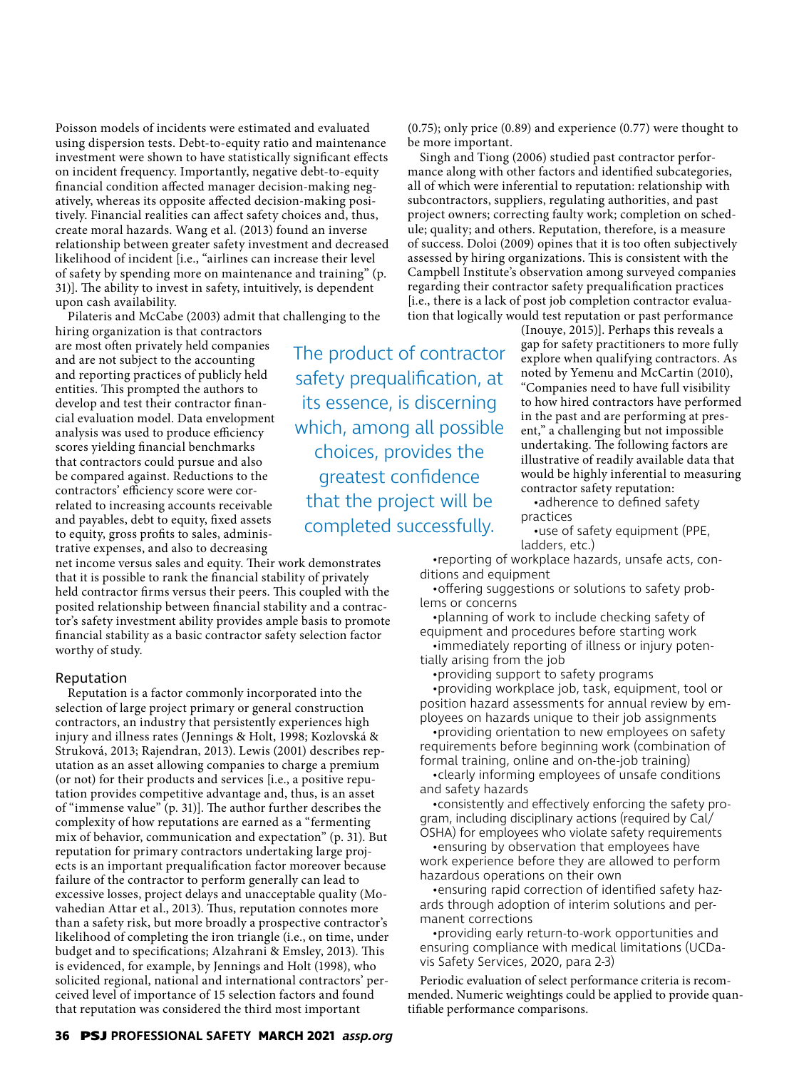Poisson models of incidents were estimated and evaluated using dispersion tests. Debt-to-equity ratio and maintenance investment were shown to have statistically significant effects on incident frequency. Importantly, negative debt-to-equity financial condition affected manager decision-making negatively, whereas its opposite affected decision-making positively. Financial realities can affect safety choices and, thus, create moral hazards. Wang et al. (2013) found an inverse relationship between greater safety investment and decreased likelihood of incident [i.e., "airlines can increase their level of safety by spending more on maintenance and training" (p. 31)]. The ability to invest in safety, intuitively, is dependent upon cash availability.

Pilateris and McCabe (2003) admit that challenging to the hiring organization is that contractors are most often privately held companies and are not subject to the accounting and reporting practices of publicly held entities. This prompted the authors to develop and test their contractor financial evaluation model. Data envelopment analysis was used to produce efficiency scores yielding financial benchmarks that contractors could pursue and also be compared against. Reductions to the contractors' efficiency score were correlated to increasing accounts receivable and payables, debt to equity, fixed assets to equity, gross profits to sales, administrative expenses, and also to decreasing net income versus sales and equity. Their work demonstrates that it is possible to rank the financial stability of privately held contractor firms versus their peers. This coupled with the posited relationship between financial stability and a contractor's safety investment ability provides ample basis to promote financial stability as a basic contractor safety selection factor worthy of study.

> The product of contractor safety prequalification, at its essence, is discerning which, among all possible choices, provides the greatest confidence that the project will be completed successfully.

## Reputation

Reputation is a factor commonly incorporated into the selection of large project primary or general construction contractors, an industry that persistently experiences high injury and illness rates (Jennings & Holt, 1998; Kozlovská & Struková, 2013; Rajendran, 2013). Lewis (2001) describes reputation as an asset allowing companies to charge a premium (or not) for their products and services [i.e., a positive reputation provides competitive advantage and, thus, is an asset of "immense value" (p. 31)]. The author further describes the complexity of how reputations are earned as a "fermenting mix of behavior, communication and expectation" (p. 31). But reputation for primary contractors undertaking large projects is an important prequalification factor moreover because failure of the contractor to perform generally can lead to excessive losses, project delays and unacceptable quality (Movahedian Attar et al., 2013). Thus, reputation connotes more than a safety risk, but more broadly a prospective contractor's likelihood of completing the iron triangle (i.e., on time, under budget and to specifications; Alzahrani & Emsley, 2013). This is evidenced, for example, by Jennings and Holt (1998), who solicited regional, national and international contractors' perceived level of importance of 15 selection factors and found that reputation was considered the third most important (0.75); only price (0.89) and experience (0.77) were thought to be more important.

Singh and Tiong (2006) studied past contractor performance along with other factors and identified subcategories, all of which were inferential to reputation: relationship with subcontractors, suppliers, regulating authorities, and past project owners; correcting faulty work; completion on schedule; quality; and others. Reputation, therefore, is a measure of success. Doloi (2009) opines that it is too often subjectively assessed by hiring organizations. This is consistent with the Campbell Institute's observation among surveyed companies regarding their contractor safety prequalification practices [i.e., there is a lack of post job completion contractor evaluation that logically would test reputation or past performance (Inouye, 2015)]. Perhaps this reveals a gap for safety practitioners to more fully explore when qualifying contractors. As noted by Yemenu and McCartin (2010), "Companies need to have full visibility to how hired contractors have performed in the past and are performing at present," a challenging but not impossible undertaking. The following factors are illustrative of readily available data that would be highly inferential to measuring contractor safety reputation:

- adherence to defined safety practices
- use of safety equipment (PPE, ladders, etc.)
- reporting of workplace hazards, unsafe acts, conditions and equipment
- offering suggestions or solutions to safety problems or concerns
- planning of work to include checking safety of equipment and procedures before starting work
- immediately reporting of illness or injury potentially arising from the job
- providing support to safety programs
- providing workplace job, task, equipment, tool or position hazard assessments for annual review by employees on hazards unique to their job assignments
- providing orientation to new employees on safety requirements before beginning work (combination of formal training, online and on-the-job training)
- clearly informing employees of unsafe conditions and safety hazards
- consistently and effectively enforcing the safety program, including disciplinary actions (required by Cal/OSHA) for employees who violate safety requirements
- ensuring by observation that employees have work experience before they are allowed to perform hazardous operations on their own
- ensuring rapid correction of identified safety hazards through adoption of interim solutions and permanent corrections
- providing early return-to-work opportunities and ensuring compliance with medical limitations (UCDavis Safety Services, 2020, para 2-3)

Periodic evaluation of select performance criteria is recommended. Numeric weightings could be applied to provide quantifiable performance comparisons.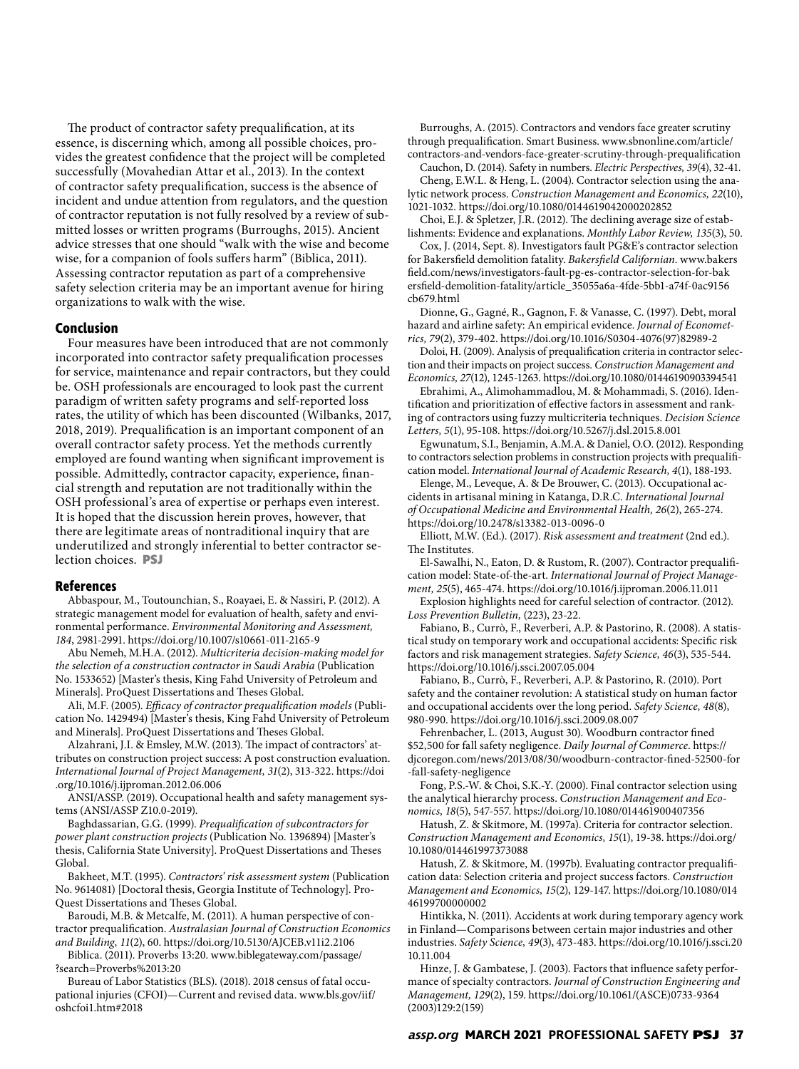The product of contractor safety prequalification, at its essence, is discerning which, among all possible choices, provides the greatest confidence that the project will be completed successfully (Movahedian Attar et al., 2013). In the context of contractor safety prequalification, success is the absence of incident and undue attention from regulators, and the question of contractor reputation is not fully resolved by a review of submitted losses or written programs (Burroughs, 2015). Ancient advice stresses that one should "walk with the wise and become wise, for a companion of fools suffers harm" (Biblica, 2011). Assessing contractor reputation as part of a comprehensive safety selection criteria may be an important avenue for hiring organizations to walk with the wise.

## Conclusion

Four measures have been introduced that are not commonly incorporated into contractor safety prequalification processes for service, maintenance and repair contractors, but they could be. OSH professionals are encouraged to look past the current paradigm of written safety programs and self-reported loss rates, the utility of which has been discounted (Wilbanks, 2017, 2018, 2019). Prequalification is an important component of an overall contractor safety process. Yet the methods currently employed are found wanting when significant improvement is possible. Admittedly, contractor capacity, experience, financial strength and reputation are not traditionally within the OSH professional's area of expertise or perhaps even interest. It is hoped that the discussion herein proves, however, that there are legitimate areas of nontraditional inquiry that are underutilized and strongly inferential to better contractor selection choices. **PSJ**

## References

Abbaspour, M., Toutounchian, S., Roayaei, E. & Nassiri, P. (2012). A strategic management model for evaluation of health, safety and environmental performance. *Environmental Monitoring and Assessment, 184*, 2981-2991. https://doi.org/10.1007/s10661-011-2165-9

Abu Nemeh, M.H.A. (2012). *Multicriteria decision-making model for the selection of a construction contractor in Saudi Arabia* (Publication No. 1533652) [Master's thesis, King Fahd University of Petroleum and Minerals]. ProQuest Dissertations and Theses Global.

Ali, M.F. (2005). *Efficacy of contractor prequalification models* (Publication No. 1429494) [Master's thesis, King Fahd University of Petroleum and Minerals]. ProQuest Dissertations and Theses Global.

Alzahrani, J.I. & Emsley, M.W. (2013). The impact of contractors' attributes on construction project success: A post construction evaluation. *International Journal of Project Management, 31*(2), 313-322. https://doi.org/10.1016/j.ijproman.2012.06.006

ANSI/ASSP. (2019). Occupational health and safety management systems (ANSI/ASSP Z10.0-2019).

Baghdassarian, G.G. (1999). *Prequalification of subcontractors for power plant construction projects* (Publication No. 1396894) [Master's thesis, California State University]. ProQuest Dissertations and Theses Global.

Bakheet, M.T. (1995). *Contractors' risk assessment system* (Publication No. 9614081) [Doctoral thesis, Georgia Institute of Technology]. ProQuest Dissertations and Theses Global.

Baroudi, M.B. & Metcalfe, M. (2011). A human perspective of contractor prequalification. *Australasian Journal of Construction Economics and Building, 11*(2), 60. https://doi.org/10.5130/AJCEB.v11i2.2106

Biblica. (2011). Proverbs 13:20. www.biblegateway.com/passage/?search=Proverbs%2013:20

Bureau of Labor Statistics (BLS). (2018). 2018 census of fatal occupational injuries (CFOI)—Current and revised data. www.bls.gov/iif/oshcfoi1.htm#2018

Burroughs, A. (2015). Contractors and vendors face greater scrutiny through prequalification. Smart Business. www.sbnonline.com/article/contractors-and-vendors-face-greater-scrutiny-through-prequalification

Cauchon, D. (2014). Safety in numbers. *Electric Perspectives, 39*(4), 32-41.

Cheng, E.W.L. & Heng, L. (2004). Contractor selection using the analytic network process. *Construction Management and Economics, 22*(10), 1021-1032. https://doi.org/10.1080/0144619042000202852

Choi, E.J. & Spletzer, J.R. (2012). The declining average size of establishments: Evidence and explanations. *Monthly Labor Review, 135*(3), 50.

Cox, J. (2014, Sept. 8). Investigators fault PG&E's contractor selection for Bakersfield demolition fatality. *Bakersfield Californian*. www.bakersfield.com/news/investigators-fault-pg-es-contractor-selection-for-bakersfield-demolition-fatality/article_35055a6a-4fde-5bb1-a74f-0ac9156cb679.html

Dionne, G., Gagné, R., Gagnon, F. & Vanasse, C. (1997). Debt, moral hazard and airline safety: An empirical evidence. *Journal of Econometrics, 79*(2), 379-402. https://doi.org/10.1016/S0304-4076(97)82989-2

Doloi, H. (2009). Analysis of prequalification criteria in contractor selection and their impacts on project success. *Construction Management and Economics, 27*(12), 1245-1263. https://doi.org/10.1080/01446190903394541

Ebrahimi, A., Alimohammadlou, M. & Mohammadi, S. (2016). Identification and prioritization of effective factors in assessment and ranking of contractors using fuzzy multicriteria techniques. *Decision Science Letters, 5*(1), 95-108. https://doi.org/10.5267/j.dsl.2015.8.001

Egwunatum, S.I., Benjamin, A.M.A. & Daniel, O.O. (2012). Responding to contractors selection problems in construction projects with prequalification model. *International Journal of Academic Research, 4*(1), 188-193.

Elenge, M., Leveque, A. & De Brouwer, C. (2013). Occupational accidents in artisanal mining in Katanga, D.R.C. *International Journal of Occupational Medicine and Environmental Health, 26*(2), 265-274. https://doi.org/10.2478/s13382-013-0096-0

Elliott, M.W. (Ed.). (2017). *Risk assessment and treatment* (2nd ed.). The Institutes.

El-Sawalhi, N., Eaton, D. & Rustom, R. (2007). Contractor prequalification model: State-of-the-art. *International Journal of Project Management, 25*(5), 465-474. https://doi.org/10.1016/j.ijproman.2006.11.011

Explosion highlights need for careful selection of contractor. (2012). *Loss Prevention Bulletin,* (223), 23-22.

Fabiano, B., Currò, F., Reverberi, A.P. & Pastorino, R. (2008). A statistical study on temporary work and occupational accidents: Specific risk factors and risk management strategies. *Safety Science, 46*(3), 535-544. https://doi.org/10.1016/j.ssci.2007.05.004

Fabiano, B., Currò, F., Reverberi, A.P. & Pastorino, R. (2010). Port safety and the container revolution: A statistical study on human factor and occupational accidents over the long period. *Safety Science, 48*(8), 980-990. https://doi.org/10.1016/j.ssci.2009.08.007

Fehrenbacher, L. (2013, August 30). Woodburn contractor fined $52,500 for fall safety negligence. *Daily Journal of Commerce*. https://djcoregon.com/news/2013/08/30/woodburn-contractor-fined-52500-for-fall-safety-negligence

Fong, P.S.-W. & Choi, S.K.-Y. (2000). Final contractor selection using the analytical hierarchy process. *Construction Management and Economics, 18*(5), 547-557. https://doi.org/10.1080/014461900407356

Hatush, Z. & Skitmore, M. (1997a). Criteria for contractor selection. *Construction Management and Economics, 15*(1), 19-38. https://doi.org/10.1080/014461997373088

Hatush, Z. & Skitmore, M. (1997b). Evaluating contractor prequalification data: Selection criteria and project success factors. *Construction Management and Economics, 15*(2), 129-147. https://doi.org/10.1080/014461997000002

Hintikka, N. (2011). Accidents at work during temporary agency work in Finland—Comparisons between certain major industries and other industries. *Safety Science, 49*(3), 473-483. https://doi.org/10.1016/j.ssci.2010.11.004

Hinze, J. & Gambatese, J. (2003). Factors that influence safety performance of specialty contractors. *Journal of Construction Engineering and Management, 129*(2), 159. https://doi.org/10.1061/(ASCE)0733-9364(2003)129:2(159)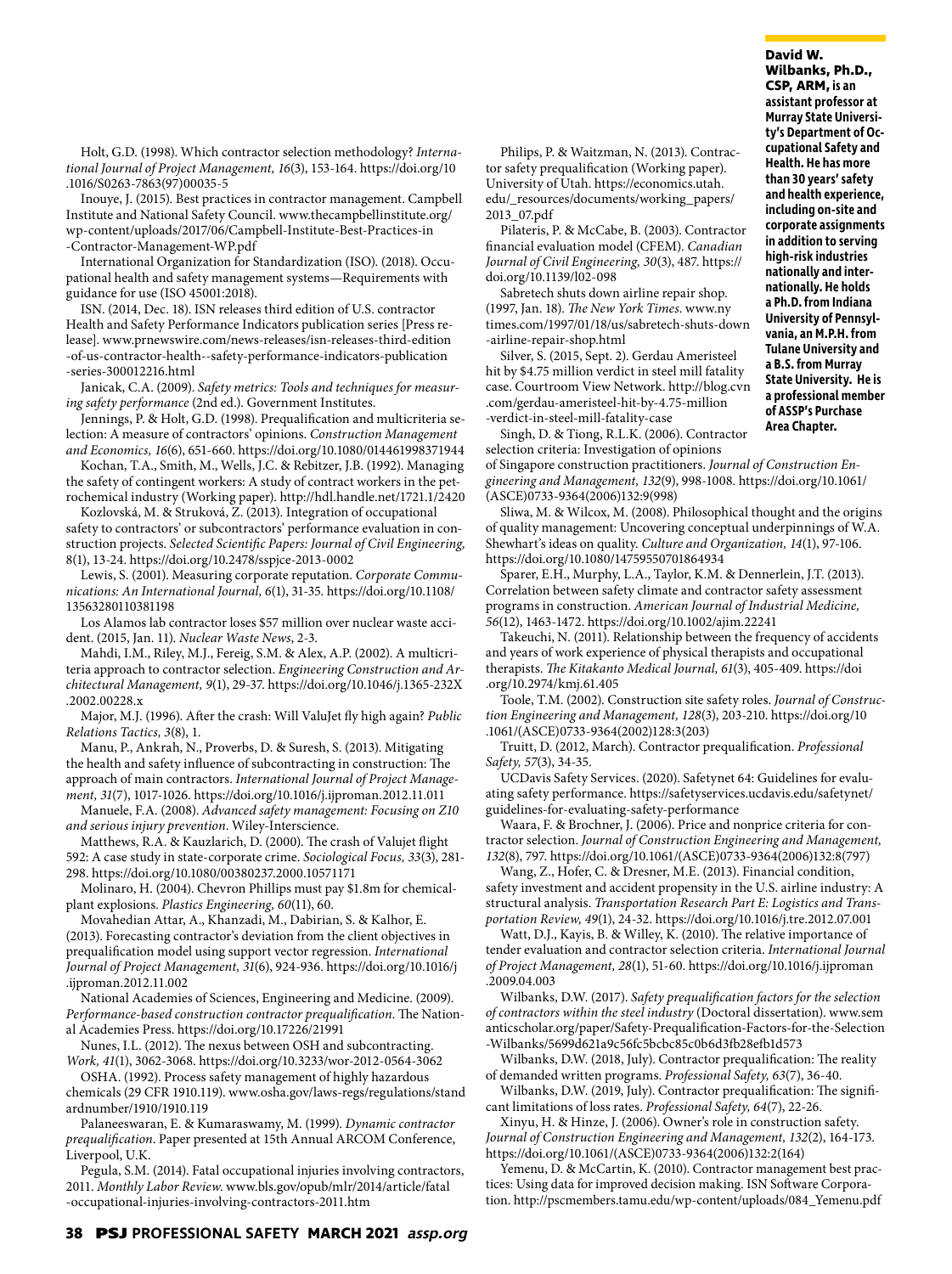Holt, G.D. (1998). Which contractor selection methodology? *International Journal of Project Management, 16*(3), 153-164. https://doi.org/10.1016/S0263-7863(97)00035-5

Inouye, J. (2015). Best practices in contractor management. Campbell Institute and National Safety Council. www.thecampbellinstitute.org/wp-content/uploads/2017/06/Campbell-Institute-Best-Practices-in-Contractor-Management-WP.pdf

International Organization for Standardization (ISO). (2018). Occupational health and safety management systems—Requirements with guidance for use (ISO 45001:2018).

ISN. (2014, Dec. 18). ISN releases third edition of U.S. contractor Health and Safety Performance Indicators publication series [Press release]. www.prnewswire.com/news-releases/isn-releases-third-edition-of-us-contractor-health--safety-performance-indicators-publication-series-300012216.html

Janicak, C.A. (2009). *Safety metrics: Tools and techniques for measuring safety performance* (2nd ed.). Government Institutes.

Jennings, P. & Holt, G.D. (1998). Prequalification and multicriteria selection: A measure of contractors' opinions. *Construction Management and Economics, 16*(6), 651-660. https://doi.org/10.1080/014461998371944

Kochan, T.A., Smith, M., Wells, J.C. & Rebitzer, J.B. (1992). Managing the safety of contingent workers: A study of contract workers in the petrochemical industry (Working paper). http://hdl.handle.net/1721.1/2420

Kozlovská, M. & Struková, Z. (2013). Integration of occupational safety to contractors' or subcontractors' performance evaluation in construction projects. *Selected Scientific Papers: Journal of Civil Engineering,* 8(1), 13-24. https://doi.org/10.2478/sspjce-2013-0002

Lewis, S. (2001). Measuring corporate reputation. *Corporate Communications: An International Journal, 6*(1), 31-35. https://doi.org/10.1108/13563280110381198

Los Alamos lab contractor loses $57 million over nuclear waste accident. (2015, Jan. 11). *Nuclear Waste News*, 2-3.

Mahdi, I.M., Riley, M.J., Fereig, S.M. & Alex, A.P. (2002). A multicriteria approach to contractor selection. *Engineering Construction and Architectural Management, 9*(1), 29-37. https://doi.org/10.1046/j.1365-232X.2002.00228.x

Major, M.J. (1996). After the crash: Will ValuJet fly high again? *Public Relations Tactics, 3*(8), 1.

Manu, P., Ankrah, N., Proverbs, D. & Suresh, S. (2013). Mitigating the health and safety influence of subcontracting in construction: The approach of main contractors. *International Journal of Project Management, 31*(7), 1017-1026. https://doi.org/10.1016/j.ijproman.2012.11.011

Manuele, F.A. (2008). *Advanced safety management: Focusing on Z10 and serious injury prevention.* Wiley-Interscience.

Matthews, R.A. & Kauzlarich, D. (2000). The crash of Valujet flight 592: A case study in state-corporate crime. *Sociological Focus, 33*(3), 281-298. https://doi.org/10.1080/00380237.2000.10571171

Molinaro, H. (2004). Chevron Phillips must pay $1.8m for chemical-plant explosions. *Plastics Engineering, 60*(11), 60.

Movahedian Attar, A., Khanzadi, M., Dabirian, S. & Kalhor, E. (2013). Forecasting contractor's deviation from the client objectives in prequalification model using support vector regression. *International Journal of Project Management, 31*(6), 924-936. https://doi.org/10.1016/j.ijproman.2012.11.002

National Academies of Sciences, Engineering and Medicine. (2009). *Performance-based construction contractor prequalification.* The National Academies Press. https://doi.org/10.17226/21991

Nunes, I.L. (2012). The nexus between OSH and subcontracting. *Work, 41*(1), 3062-3068. https://doi.org/10.3233/wor-2012-0564-3062

OSHA. (1992). Process safety management of highly hazardous chemicals (29 CFR 1910.119). www.osha.gov/laws-regs/regulations/standardnumber/1910/1910.119

Palaneeswaran, E. & Kumaraswamy, M. (1999). *Dynamic contractor prequalification.* Paper presented at 15th Annual ARCOM Conference, Liverpool, U.K.

Pegula, S.M. (2014). Fatal occupational injuries involving contractors, 2011. *Monthly Labor Review.* www.bls.gov/opub/mlr/2014/article/fatal-occupational-injuries-involving-contractors-2011.htm

Philips, P. & Waitzman, N. (2013). Contractor safety prequalification (Working paper). University of Utah. https://economics.utah.edu/_resources/documents/working_papers/2013_07.pdf

Pilateris, P. & McCabe, B. (2003). Contractor financial evaluation model (CFEM). *Canadian Journal of Civil Engineering, 30*(3), 487. https://doi.org/10.1139/l02-098

Sabretech shuts down airline repair shop. (1997, Jan. 18). *The New York Times*. www.nytimes.com/1997/01/18/us/sabretech-shuts-down-airline-repair-shop.html

Silver, S. (2015, Sept. 2). Gerdau Ameristeel hit by $4.75 million verdict in steel mill fatality case. Courtroom View Network. http://blog.cvn.com/gerdau-ameristeel-hit-by-4.75-million-verdict-in-steel-mill-fatality-case

Singh, D. & Tiong, R.L.K. (2006). Contractor selection criteria: Investigation of opinions of Singapore construction practitioners. *Journal of Construction Engineering and Management, 132*(9), 998-1008. https://doi.org/10.1061/(ASCE)0733-9364(2006)132:9(998)

Sliwa, M. & Wilcox, M. (2008). Philosophical thought and the origins of quality management: Uncovering conceptual underpinnings of W.A. Shewhart's ideas on quality. *Culture and Organization, 14*(1), 97-106. https://doi.org/10.1080/14759550701864934

Sparer, E.H., Murphy, L.A., Taylor, K.M. & Dennerlein, J.T. (2013). Correlation between safety climate and contractor safety assessment programs in construction. *American Journal of Industrial Medicine, 56*(12), 1463-1472. https://doi.org/10.1002/ajim.22241

Takeuchi, N. (2011). Relationship between the frequency of accidents and years of work experience of physical therapists and occupational therapists. *The Kitakanto Medical Journal, 61*(3), 405-409. https://doi.org/10.2974/kmj.61.405

Toole, T.M. (2002). Construction site safety roles. *Journal of Construction Engineering and Management, 128*(3), 203-210. https://doi.org/10.1061/(ASCE)0733-9364(2002)128:3(203)

Truitt, D. (2012, March). Contractor prequalification. *Professional Safety, 57*(3), 34-35.

UCDavis Safety Services. (2020). Safetynet 64: Guidelines for evaluating safety performance. https://safetyservices.ucdavis.edu/safetynet/guidelines-for-evaluating-safety-performance

Waara, F. & Brochner, J. (2006). Price and nonprice criteria for contractor selection. *Journal of Construction Engineering and Management, 132*(8), 797. https://doi.org/10.1061/(ASCE)0733-9364(2006)132:8(797)

Wang, Z., Hofer, C. & Dresner, M.E. (2013). Financial condition, safety investment and accident propensity in the U.S. airline industry: A structural analysis. *Transportation Research Part E: Logistics and Transportation Review, 49*(1), 24-32. https://doi.org/10.1016/j.tre.2012.07.001

Watt, D.J., Kayis, B. & Willey, K. (2010). The relative importance of tender evaluation and contractor selection criteria. *International Journal of Project Management, 28*(1), 51-60. https://doi.org/10.1016/j.ijproman.2009.04.003

Wilbanks, D.W. (2017). *Safety prequalification factors for the selection of contractors within the steel industry* (Doctoral dissertation). www.semanticscholar.org/paper/Safety-Prequalification-Factors-for-the-Selection-Wilbanks/5699d621a9c56fc5bcbc85c0b6d3fb28efb1d573

Wilbanks, D.W. (2018, July). Contractor prequalification: The reality of demanded written programs. *Professional Safety, 63*(7), 36-40.

Wilbanks, D.W. (2019, July). Contractor prequalification: The significant limitations of loss rates. *Professional Safety, 64*(7), 22-26.

Xinyu, H. & Hinze, J. (2006). Owner's role in construction safety. *Journal of Construction Engineering and Management, 132*(2), 164-173. https://doi.org/10.1061/(ASCE)0733-9364(2006)132:2(164)

Yemenu, D. & McCartin, K. (2010). Contractor management best practices: Using data for improved decision making. ISN Software Corporation. http://pscmembers.tamu.edu/wp-content/uploads/084_Yemenu.pdf

**David W. Wilbanks, Ph.D., CSP, ARM, is an assistant professor at Murray State University's Department of Occupational Safety and Health. He has more than 30 years' safety and health experience, including on-site and corporate assignments in addition to serving high-risk industries nationally and internationally. He holds a Ph.D. from Indiana University of Pennsylvania, an M.P.H. from Tulane University and a B.S. from Murray State University. He is a professional member of ASSP's Purchase Area Chapter.**